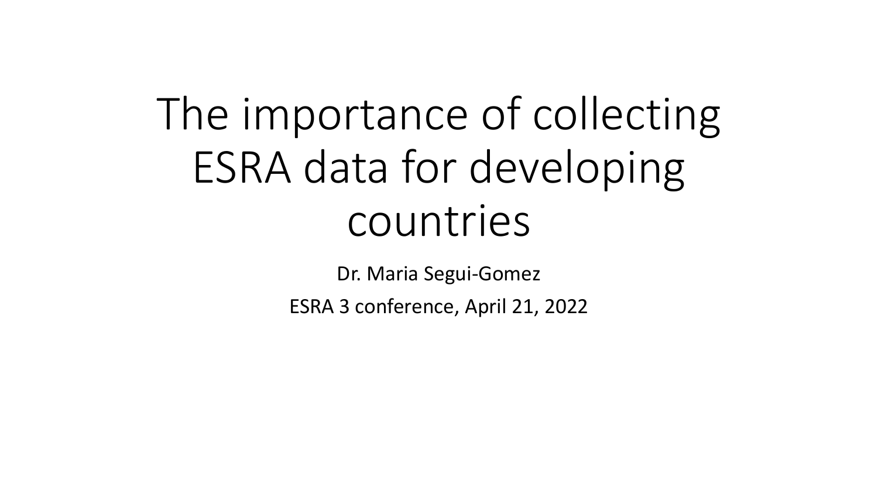# The importance of collecting ESRA data for developing countries

Dr. Maria Segui-Gomez

ESRA 3 conference, April 21, 2022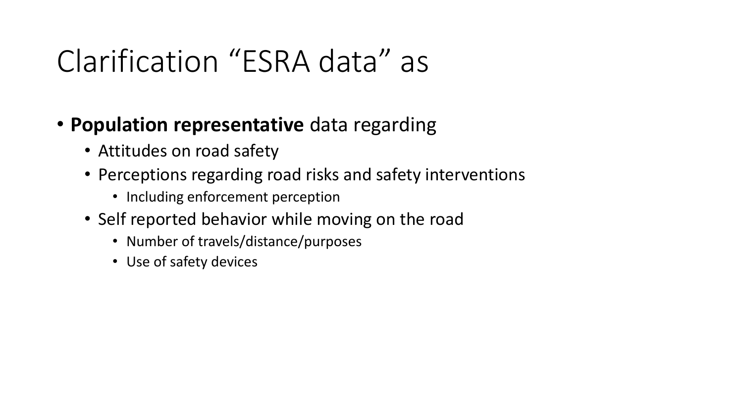# Clarification "ESRA data" as

- **Population representative** data regarding
  - Attitudes on road safety
  - Perceptions regarding road risks and safety interventions
    - Including enforcement perception
  - Self reported behavior while moving on the road
    - Number of travels/distance/purposes
    - Use of safety devices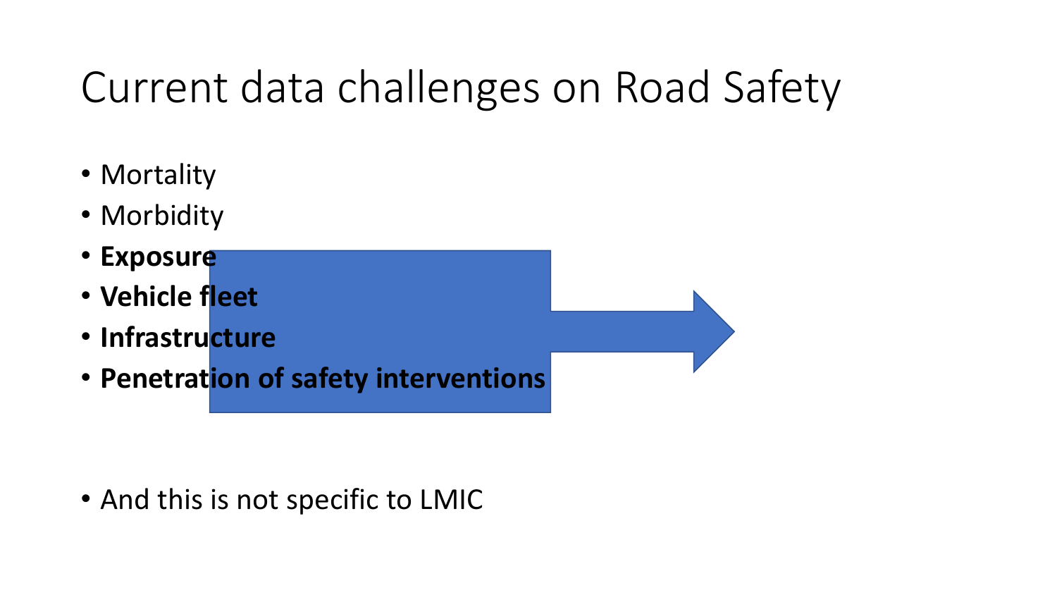# Current data challenges on Road Safety

- Mortality
- Morbidity
- **Exposure**
- **Vehicle fleet**
- **Infrastructure**
- **Penetration of safety interventions**

- And this is not specific to LMIC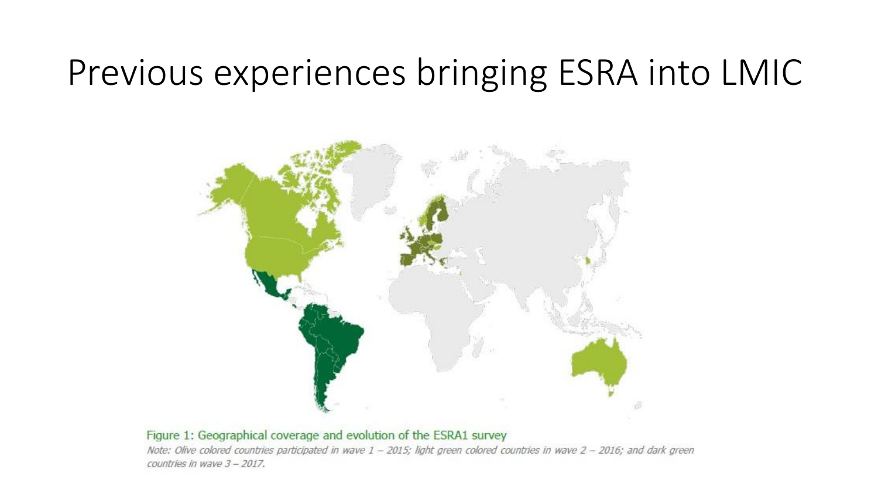# Previous experiences bringing ESRA into LMIC

Figure 1: Geographical coverage and evolution of the ESRA1 survey

*Note: Olive colored countries participated in wave 1 – 2015; light green colored countries in wave 2 – 2016; and dark green countries in wave 3 – 2017.*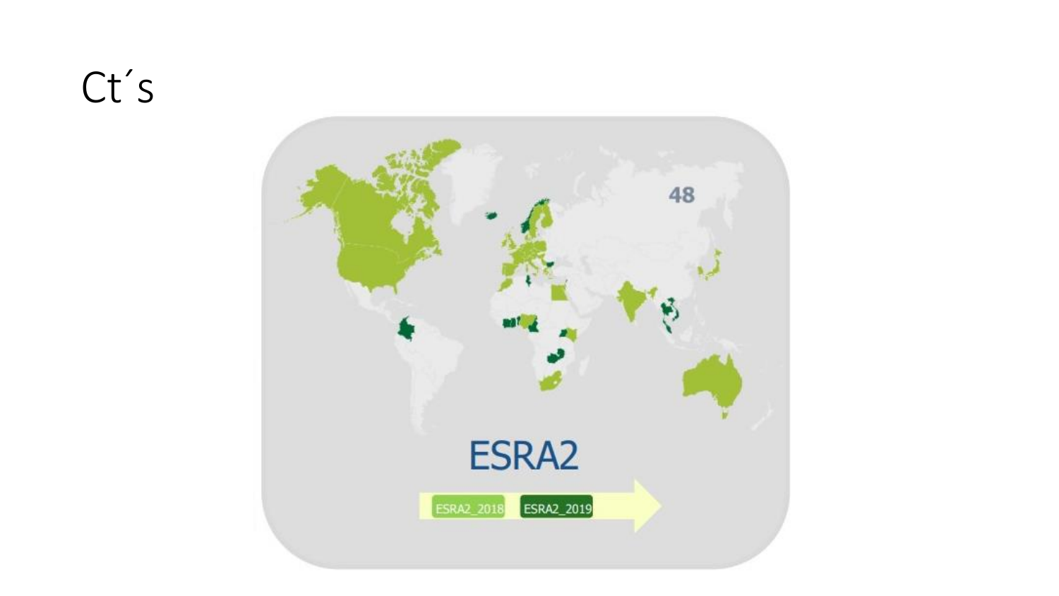# Ct´s

48

ESRA2

ESRA2_2018 ESRA2_2019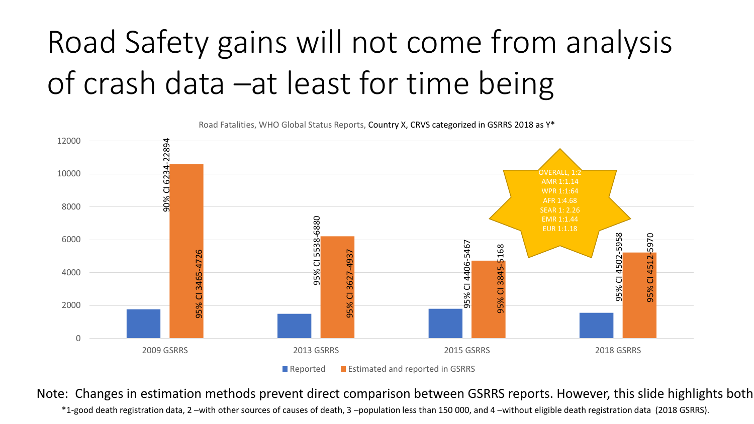# Road Safety gains will not come from analysis of crash data –at least for time being

Road Fatalities, WHO Global Status Reports, Country X, CRVS categorized in GSRRS 2018 as Y*

| | Reported | Estimated and reported in GSRRS |
|---|---|---|
| 2009 GSRRS | 90% CI 6234-22894 | 95% CI 3465-4726 |
| 2013 GSRRS | 95% CI 5538-6880 | 95% CI 3627-4937 |
| 2015 GSRRS | 95% CI 4406-5467 | 95% CI 3845-5168 |
| 2018 GSRRS | 95% CI 4502-5958 | 95% CI 4512-5970 |

OVERALL, 1:2
AMR 1:1.14
WPR 1:1:64
AFR 1:4.68
SEAR 1: 2.26
EMR 1:1.44
EUR 1:1.18

Note: Changes in estimation methods prevent direct comparison between GSRRS reports. However, this slide highlights both

*1-good death registration data, 2 –with other sources of causes of death, 3 –population less than 150 000, and 4 –without eligible death registration data (2018 GSRRS).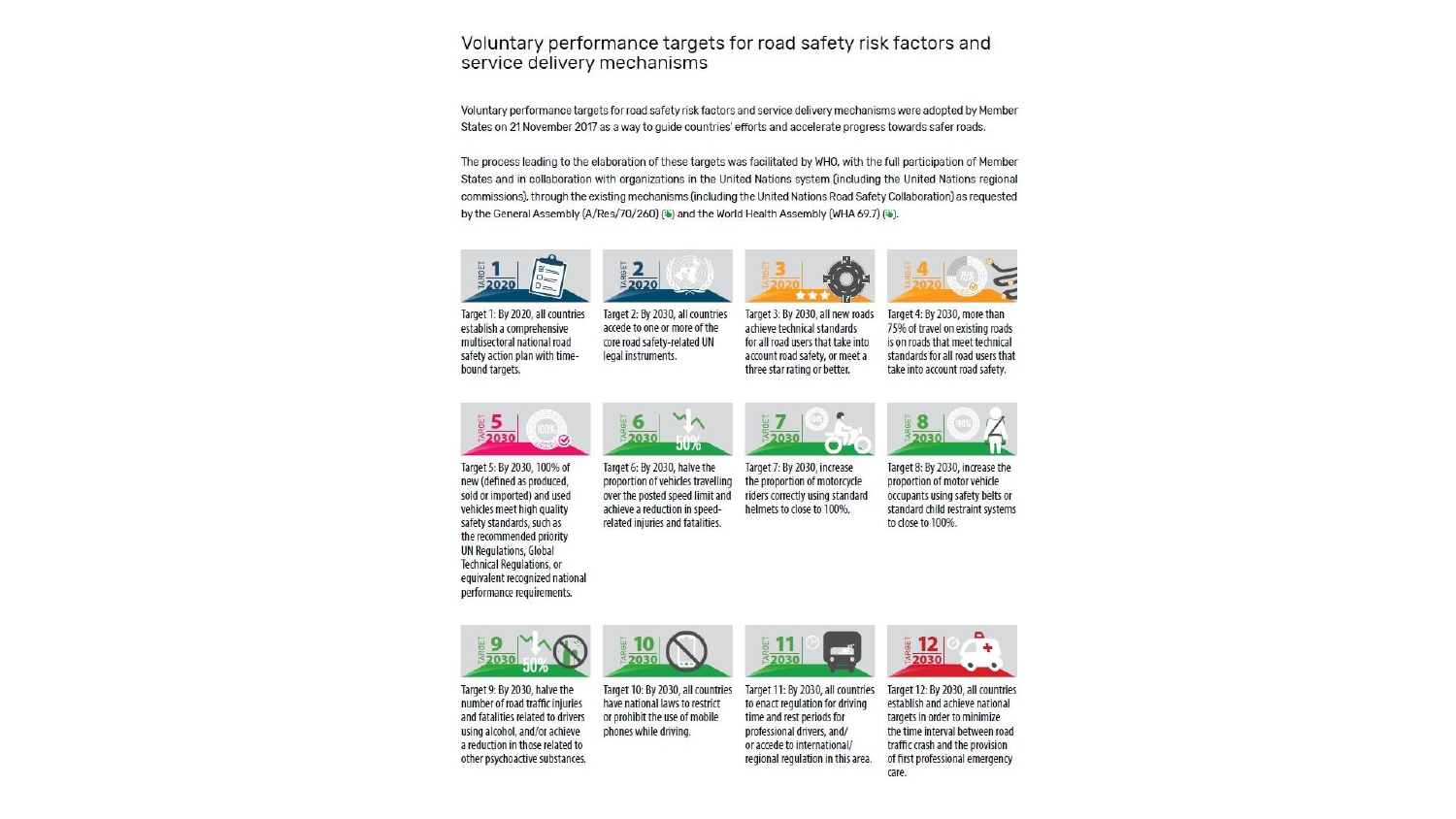# Voluntary performance targets for road safety risk factors and service delivery mechanisms

Voluntary performance targets for road safety risk factors and service delivery mechanisms were adopted by Member States on 21 November 2017 as a way to guide countries' efforts and accelerate progress towards safer roads.

The process leading to the elaboration of these targets was facilitated by WHO, with the full participation of Member States and in collaboration with organizations in the United Nations system (including the United Nations regional commissions), through the existing mechanisms (including the United Nations Road Safety Collaboration) as requested by the General Assembly (A/Res/70/260) and the World Health Assembly (WHA 69.7).

Target 1: By 2020, all countries establish a comprehensive multisectoral national road safety action plan with time-bound targets.

Target 2: By 2030, all countries accede to one or more of the core road safety-related UN legal instruments.

Target 3: By 2030, all new roads achieve technical standards for all road users that take into account road safety, or meet a three star rating or better.

Target 4: By 2030, more than 75% of travel on existing roads is on roads that meet technical standards for all road users that take into account road safety.

Target 5: By 2030, 100% of new (defined as produced, sold or imported) and used vehicles meet high quality safety standards, such as the recommended priority UN Regulations, Global Technical Regulations, or equivalent recognized national performance requirements.

Target 6: By 2030, halve the proportion of vehicles travelling over the posted speed limit and achieve a reduction in speed-related injuries and fatalities.

Target 7: By 2030, increase the proportion of motorcycle riders correctly using standard helmets to close to 100%.

Target 8: By 2030, increase the proportion of motor vehicle occupants using safety belts or standard child restraint systems to close to 100%.

Target 9: By 2030, halve the number of road traffic injuries and fatalities related to drivers using alcohol, and/or achieve a reduction in those related to other psychoactive substances.

Target 10: By 2030, all countries have national laws to restrict or prohibit the use of mobile phones while driving.

Target 11: By 2030, all countries to enact regulation for driving time and rest periods for professional drivers, and/or accede to international/regional regulation in this area.

Target 12: By 2030, all countries establish and achieve national targets in order to minimize the time interval between road traffic crash and the provision of first professional emergency care.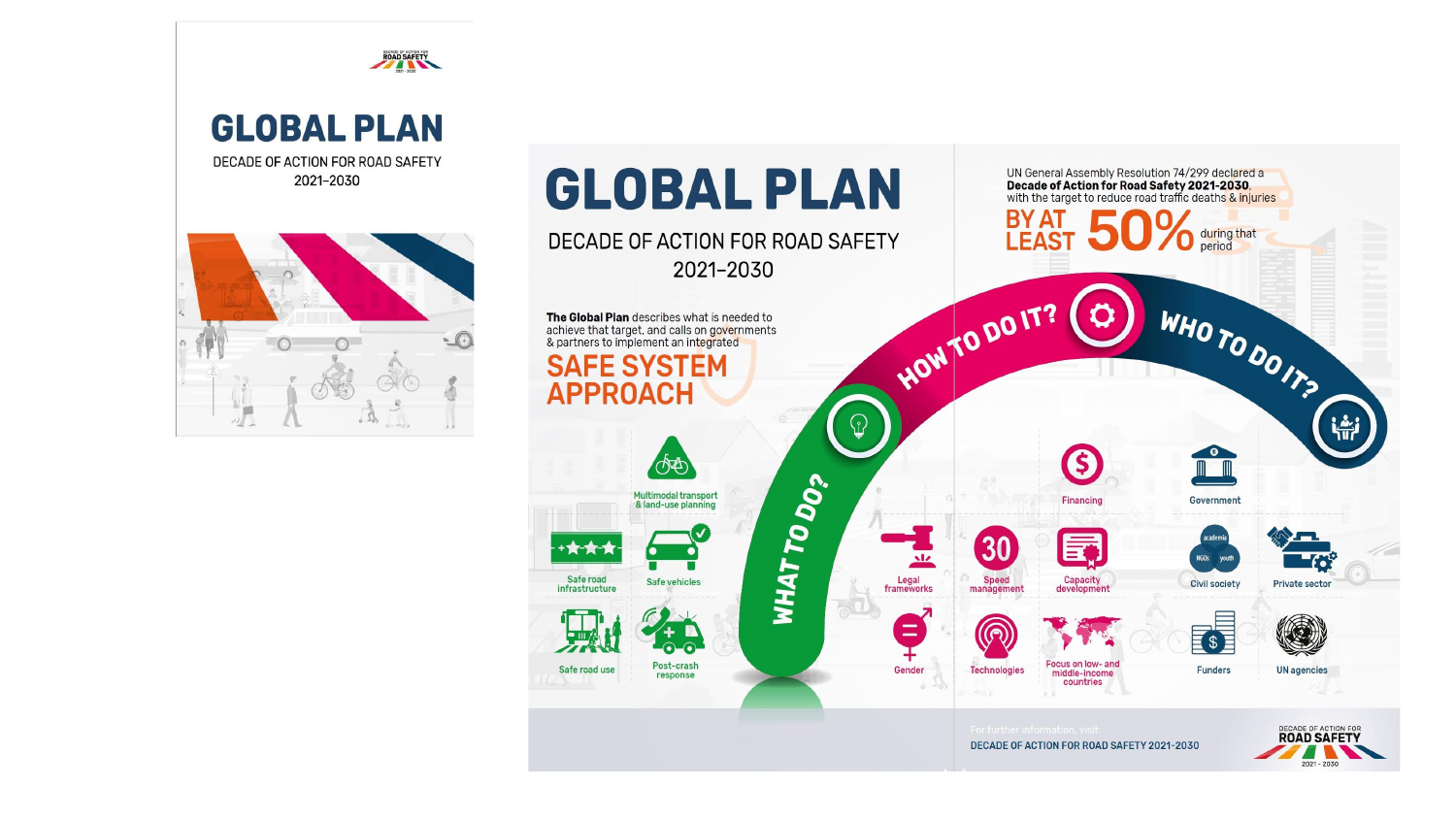DECADE OF ACTION FOR ROAD SAFETY 2021–2030

# GLOBAL PLAN

DECADE OF ACTION FOR ROAD SAFETY
2021–2030

# GLOBAL PLAN

DECADE OF ACTION FOR ROAD SAFETY
2021–2030

**The Global Plan** describes what is needed to achieve that target, and calls on governments & partners to implement an integrated

## SAFE SYSTEM APPROACH

UN General Assembly Resolution 74/299 declared a **Decade of Action for Road Safety 2021-2030**, with the target to reduce road traffic deaths & injuries

**BY AT LEAST 50%** during that period

### WHAT TO DO?

- Multimodal transport & land-use planning
- Safe road infrastructure
- Safe vehicles
- Safe road use
- Post-crash response

### HOW TO DO IT?

- Legal frameworks
- Speed management
- Financing
- Capacity development
- Gender
- Technologies
- Focus on low- and middle-income countries

### WHO TO DO IT?

- Government
- Civil society (academia, NGOs, youth)
- Private sector
- Funders
- UN agencies

For further information, visit:
DECADE OF ACTION FOR ROAD SAFETY 2021-2030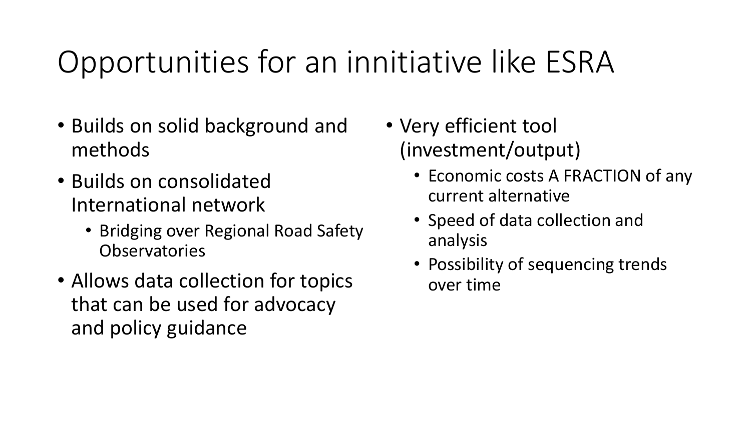# Opportunities for an innitiative like ESRA

- Builds on solid background and methods
- Builds on consolidated International network
  - Bridging over Regional Road Safety Observatories
- Allows data collection for topics that can be used for advocacy and policy guidance
- Very efficient tool (investment/output)
  - Economic costs A FRACTION of any current alternative
  - Speed of data collection and analysis
  - Possibility of sequencing trends over time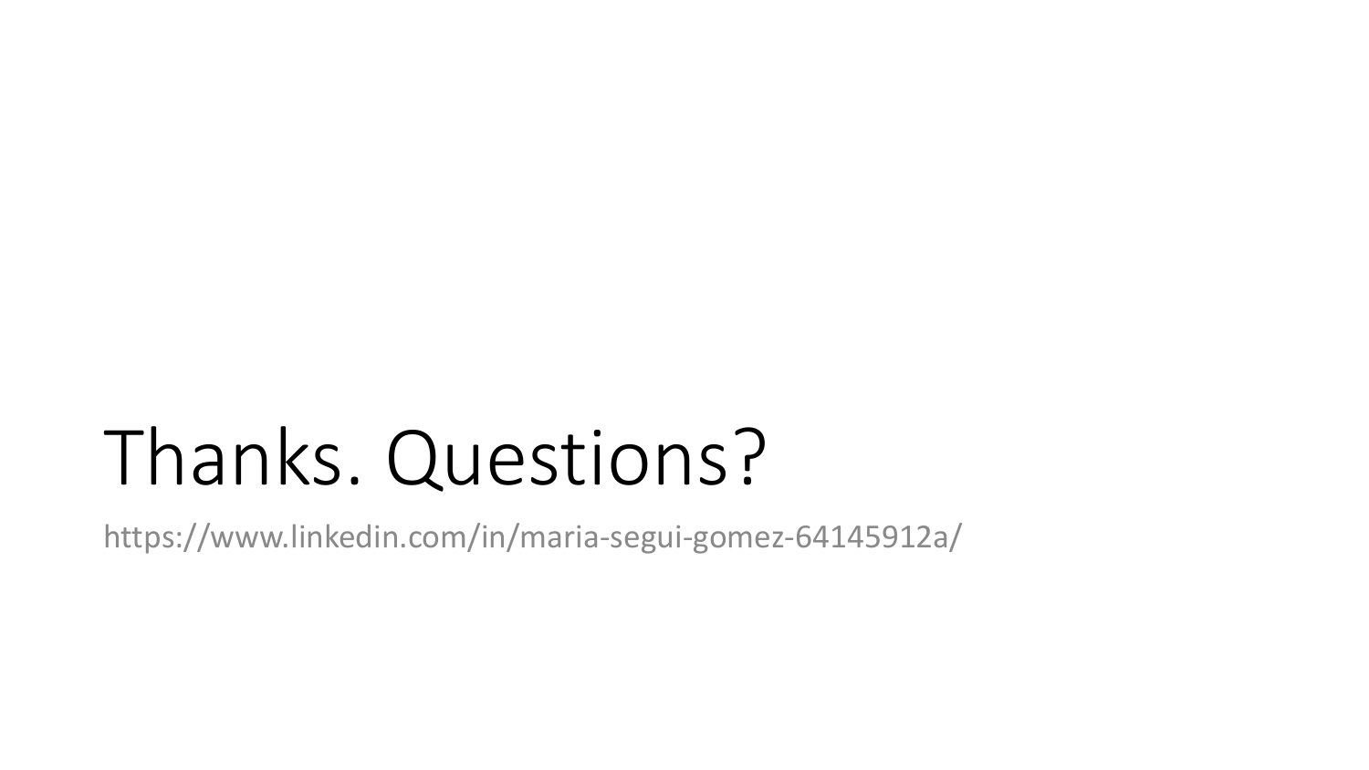# Thanks. Questions?

https://www.linkedin.com/in/maria-segui-gomez-64145912a/